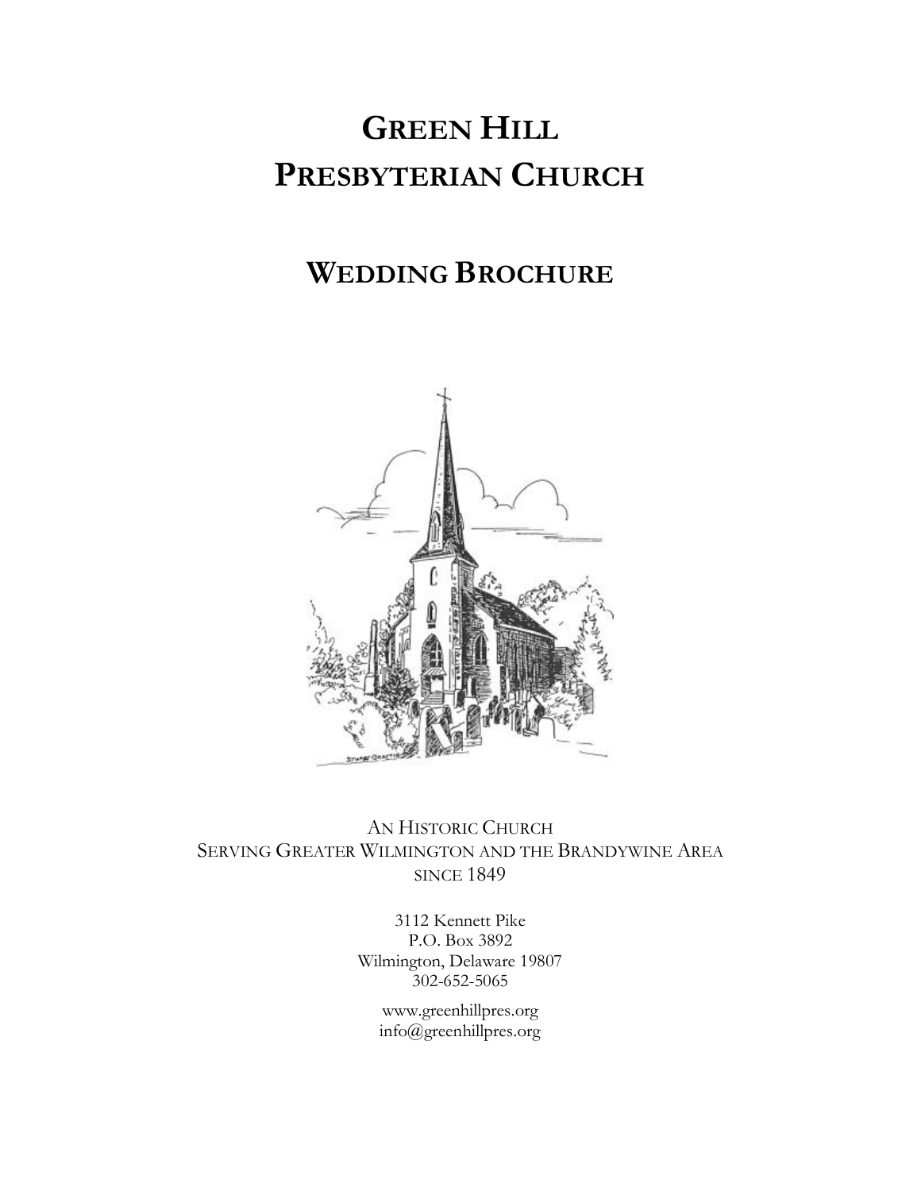# Green Hill Presbyterian Church

## Wedding Brochure

An Historic Church
Serving Greater Wilmington and the Brandywine Area
since 1849

3112 Kennett Pike
P.O. Box 3892
Wilmington, Delaware 19807
302-652-5065

www.greenhillpres.org
info@greenhillpres.org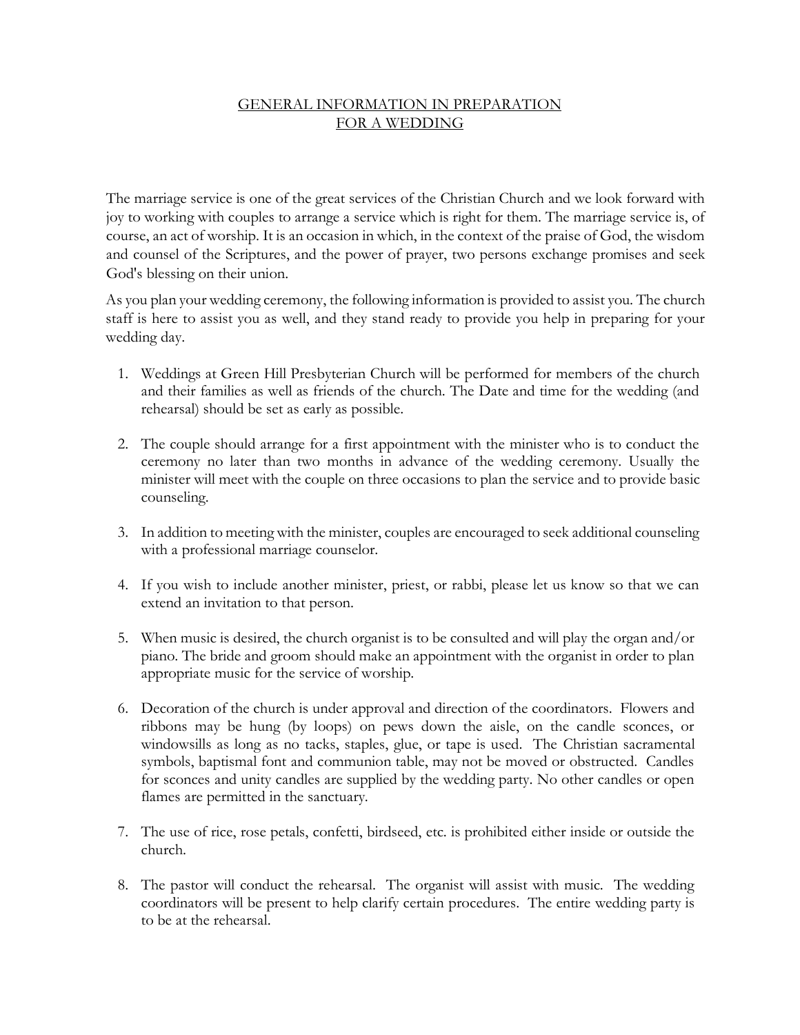# GENERAL INFORMATION IN PREPARATION FOR A WEDDING

The marriage service is one of the great services of the Christian Church and we look forward with joy to working with couples to arrange a service which is right for them. The marriage service is, of course, an act of worship. It is an occasion in which, in the context of the praise of God, the wisdom and counsel of the Scriptures, and the power of prayer, two persons exchange promises and seek God's blessing on their union.

As you plan your wedding ceremony, the following information is provided to assist you. The church staff is here to assist you as well, and they stand ready to provide you help in preparing for your wedding day.

1. Weddings at Green Hill Presbyterian Church will be performed for members of the church and their families as well as friends of the church. The Date and time for the wedding (and rehearsal) should be set as early as possible.

2. The couple should arrange for a first appointment with the minister who is to conduct the ceremony no later than two months in advance of the wedding ceremony. Usually the minister will meet with the couple on three occasions to plan the service and to provide basic counseling.

3. In addition to meeting with the minister, couples are encouraged to seek additional counseling with a professional marriage counselor.

4. If you wish to include another minister, priest, or rabbi, please let us know so that we can extend an invitation to that person.

5. When music is desired, the church organist is to be consulted and will play the organ and/or piano. The bride and groom should make an appointment with the organist in order to plan appropriate music for the service of worship.

6. Decoration of the church is under approval and direction of the coordinators. Flowers and ribbons may be hung (by loops) on pews down the aisle, on the candle sconces, or windowsills as long as no tacks, staples, glue, or tape is used. The Christian sacramental symbols, baptismal font and communion table, may not be moved or obstructed. Candles for sconces and unity candles are supplied by the wedding party. No other candles or open flames are permitted in the sanctuary.

7. The use of rice, rose petals, confetti, birdseed, etc. is prohibited either inside or outside the church.

8. The pastor will conduct the rehearsal. The organist will assist with music. The wedding coordinators will be present to help clarify certain procedures. The entire wedding party is to be at the rehearsal.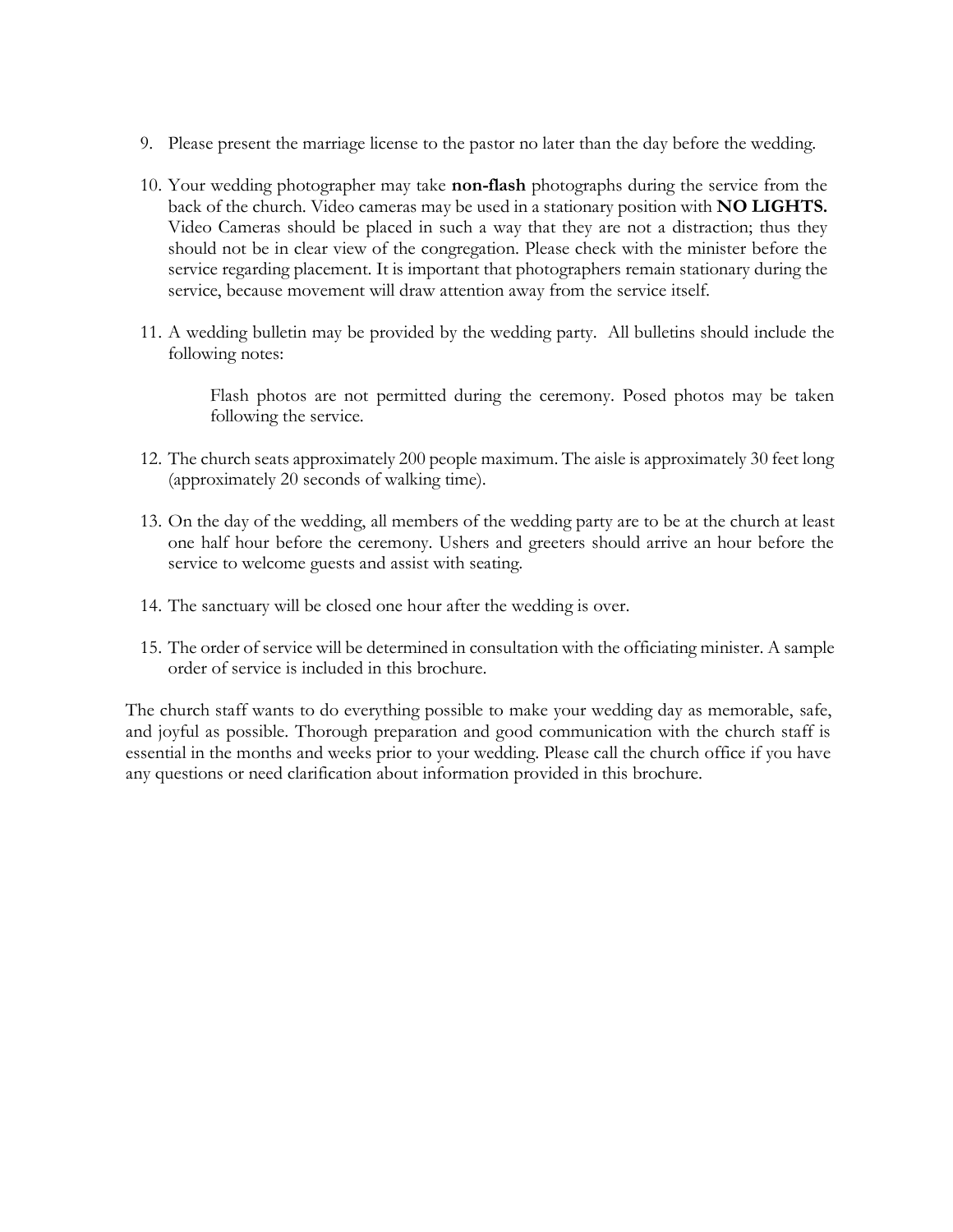9. Please present the marriage license to the pastor no later than the day before the wedding.

10. Your wedding photographer may take **non-flash** photographs during the service from the back of the church. Video cameras may be used in a stationary position with **NO LIGHTS.** Video Cameras should be placed in such a way that they are not a distraction; thus they should not be in clear view of the congregation. Please check with the minister before the service regarding placement. It is important that photographers remain stationary during the service, because movement will draw attention away from the service itself.

11. A wedding bulletin may be provided by the wedding party. All bulletins should include the following notes:

    Flash photos are not permitted during the ceremony. Posed photos may be taken following the service.

12. The church seats approximately 200 people maximum. The aisle is approximately 30 feet long (approximately 20 seconds of walking time).

13. On the day of the wedding, all members of the wedding party are to be at the church at least one half hour before the ceremony. Ushers and greeters should arrive an hour before the service to welcome guests and assist with seating.

14. The sanctuary will be closed one hour after the wedding is over.

15. The order of service will be determined in consultation with the officiating minister. A sample order of service is included in this brochure.

The church staff wants to do everything possible to make your wedding day as memorable, safe, and joyful as possible. Thorough preparation and good communication with the church staff is essential in the months and weeks prior to your wedding. Please call the church office if you have any questions or need clarification about information provided in this brochure.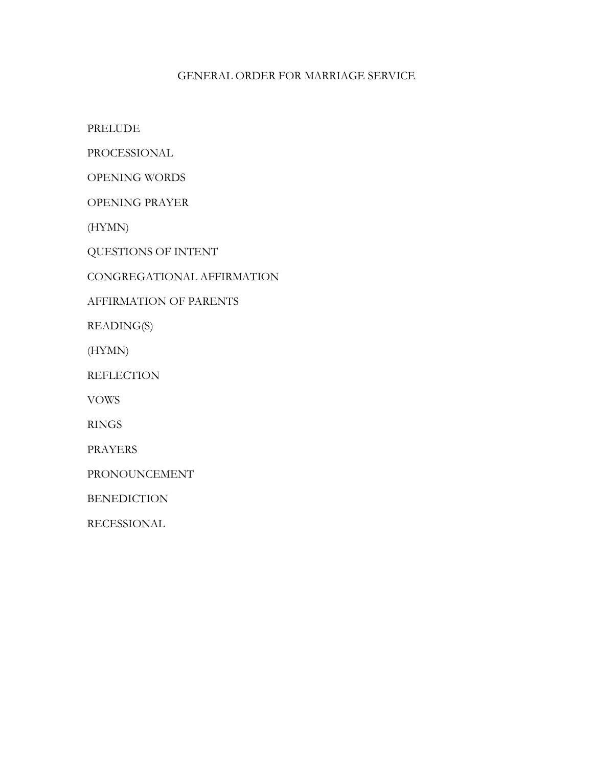# GENERAL ORDER FOR MARRIAGE SERVICE

PRELUDE

PROCESSIONAL

OPENING WORDS

OPENING PRAYER

(HYMN)

QUESTIONS OF INTENT

CONGREGATIONAL AFFIRMATION

AFFIRMATION OF PARENTS

READING(S)

(HYMN)

REFLECTION

VOWS

RINGS

PRAYERS

PRONOUNCEMENT

BENEDICTION

RECESSIONAL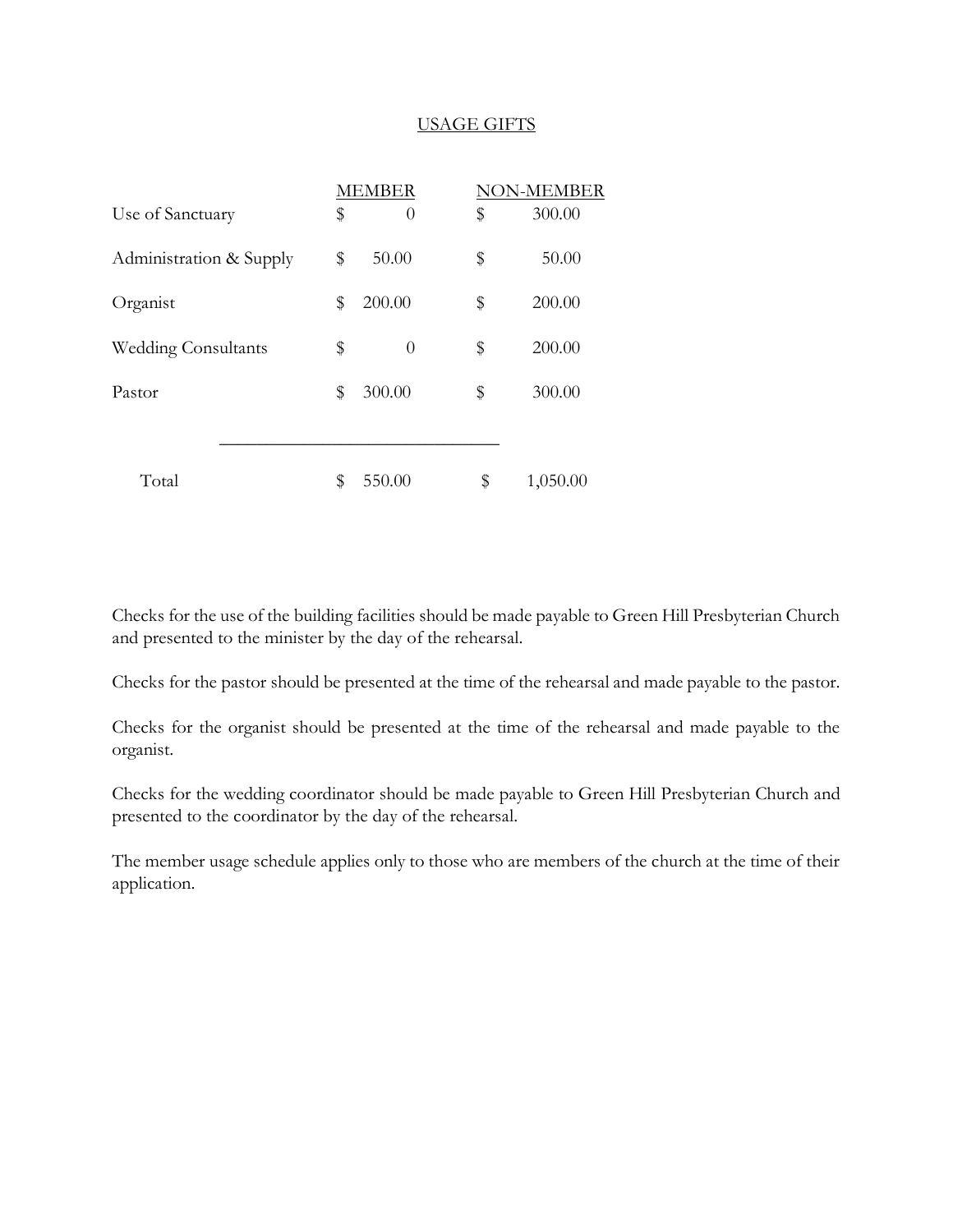# USAGE GIFTS

| | MEMBER | NON-MEMBER |
|---|---|---|
| Use of Sanctuary | $ 0 | $ 300.00 |
| Administration & Supply | $ 50.00 | $ 50.00 |
| Organist | $ 200.00 | $ 200.00 |
| Wedding Consultants | $ 0 | $ 200.00 |
| Pastor | $ 300.00 | $ 300.00 |
| Total | $ 550.00 | $ 1,050.00 |

Checks for the use of the building facilities should be made payable to Green Hill Presbyterian Church and presented to the minister by the day of the rehearsal.

Checks for the pastor should be presented at the time of the rehearsal and made payable to the pastor.

Checks for the organist should be presented at the time of the rehearsal and made payable to the organist.

Checks for the wedding coordinator should be made payable to Green Hill Presbyterian Church and presented to the coordinator by the day of the rehearsal.

The member usage schedule applies only to those who are members of the church at the time of their application.